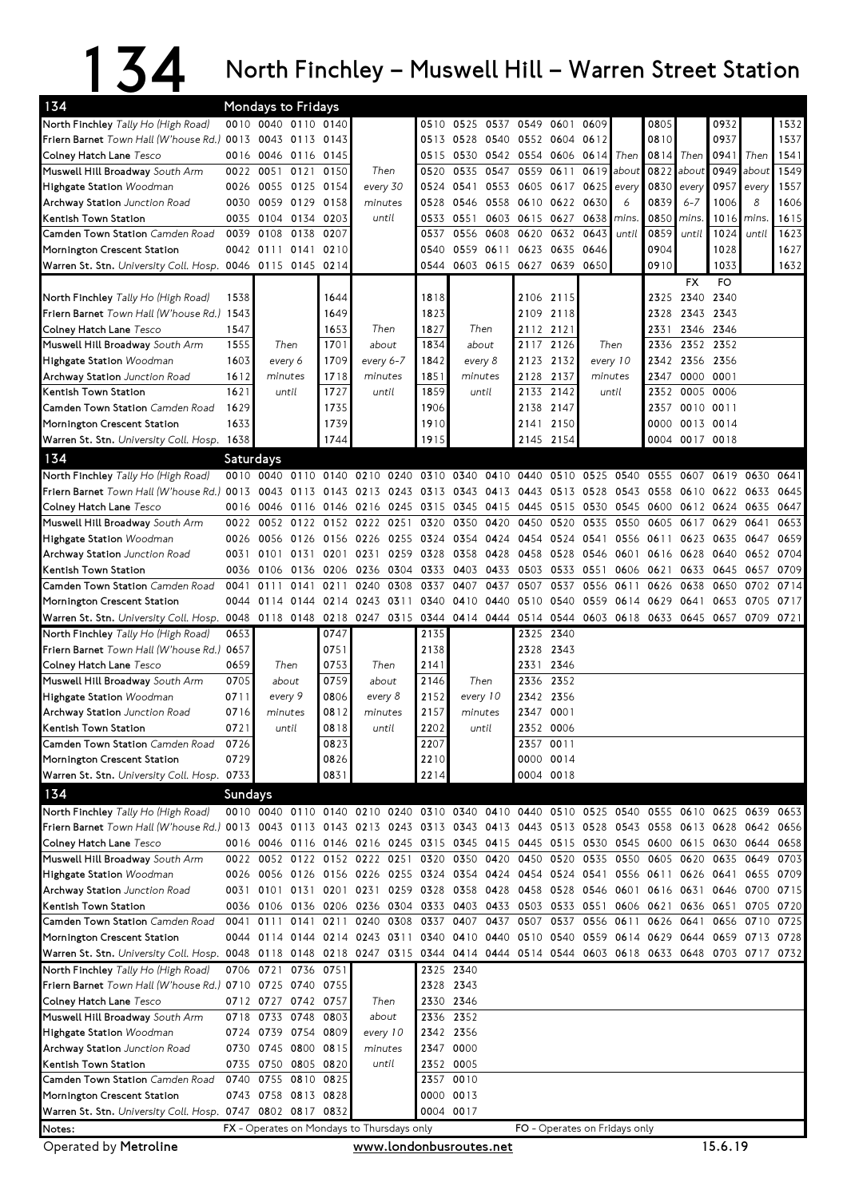# 134 North Finchley – Muswell Hill – Warren Street Station

## 134 Mondays to Fridays

| Stop | | | | | | | | | | | | | | | | | | | |
|---|---|---|---|---|---|---|---|---|---|---|---|---|---|---|---|---|---|---|---|
| North Finchley *Tally Ho (High Road)* | 0010 | 0040 | 0110 | 0140 | | 0510 | 0525 | 0537 | 0549 | 0601 | 0609 | | 0805 | | 0932 | | 1532 |
| Friern Barnet *Town Hall (W'house Rd.)* | 0013 | 0043 | 0113 | 0143 | | 0513 | 0528 | 0540 | 0552 | 0604 | 0612 | | 0810 | | 0937 | | 1537 |
| Colney Hatch Lane *Tesco* | 0016 | 0046 | 0116 | 0145 | | 0515 | 0530 | 0542 | 0554 | 0606 | 0614 | Then | 0814 | Then | 0941 | Then | 1541 |
| Muswell Hill Broadway *South Arm* | 0022 | 0051 | 0121 | 0150 | Then | 0520 | 0535 | 0547 | 0559 | 0611 | 0619 | about | 0822 | about | 0949 | about | 1549 |
| Highgate Station *Woodman* | 0026 | 0055 | 0125 | 0154 | every 30 | 0524 | 0541 | 0553 | 0605 | 0617 | 0625 | every | 0830 | every | 0957 | every | 1557 |
| Archway Station *Junction Road* | 0030 | 0059 | 0129 | 0158 | minutes | 0528 | 0546 | 0558 | 0610 | 0622 | 0630 | 6 | 0839 | 6-7 | 1006 | 8 | 1606 |
| Kentish Town Station | 0035 | 0104 | 0134 | 0203 | until | 0533 | 0551 | 0603 | 0615 | 0627 | 0638 | mins. | 0850 | mins. | 1016 | mins. | 1615 |
| Camden Town Station *Camden Road* | 0039 | 0108 | 0138 | 0207 | | 0537 | 0556 | 0608 | 0620 | 0632 | 0643 | until | 0859 | until | 1024 | until | 1623 |
| Mornington Crescent Station | 0042 | 0111 | 0141 | 0210 | | 0540 | 0559 | 0611 | 0623 | 0635 | 0646 | | 0904 | | 1028 | | 1627 |
| Warren St. Stn. *University Coll. Hosp.* | 0046 | 0115 | 0145 | 0214 | | 0544 | 0603 | 0615 | 0627 | 0639 | 0650 | | 0910 | | 1033 | | 1632 |

| Stop | | | | | | | | | | | | | | |
|---|---|---|---|---|---|---|---|---|---|---|---|---|---|---|
| | | | | | | | | | | | | | FX | FO |
| North Finchley *Tally Ho (High Road)* | 1538 | | 1644 | | 1818 | | 2106 | 2115 | | 2325 | 2340 | 2340 |
| Friern Barnet *Town Hall (W'house Rd.)* | 1543 | | 1649 | | 1823 | | 2109 | 2118 | | 2328 | 2343 | 2343 |
| Colney Hatch Lane *Tesco* | 1547 | | 1653 | Then | 1827 | Then | 2112 | 2121 | | 2331 | 2346 | 2346 |
| Muswell Hill Broadway *South Arm* | 1555 | Then | 1701 | about | 1834 | about | 2117 | 2126 | Then | 2336 | 2352 | 2352 |
| Highgate Station *Woodman* | 1603 | every 6 | 1709 | every 6-7 | 1842 | every 8 | 2123 | 2132 | every 10 | 2342 | 2356 | 2356 |
| Archway Station *Junction Road* | 1612 | minutes | 1718 | minutes | 1851 | minutes | 2128 | 2137 | minutes | 2347 | 0000 | 0001 |
| Kentish Town Station | 1621 | until | 1727 | until | 1859 | until | 2133 | 2142 | until | 2352 | 0005 | 0006 |
| Camden Town Station *Camden Road* | 1629 | | 1735 | | 1906 | | 2138 | 2147 | | 2357 | 0010 | 0011 |
| Mornington Crescent Station | 1633 | | 1739 | | 1910 | | 2141 | 2150 | | 0000 | 0013 | 0014 |
| Warren St. Stn. *University Coll. Hosp.* | 1638 | | 1744 | | 1915 | | 2145 | 2154 | | 0004 | 0017 | 0018 |

## 134 Saturdays

| Stop | | | | | | | | | | | | | | | | | | | |
|---|---|---|---|---|---|---|---|---|---|---|---|---|---|---|---|---|---|---|---|
| North Finchley *Tally Ho (High Road)* | 0010 | 0040 | 0110 | 0140 | 0210 | 0240 | 0310 | 0340 | 0410 | 0440 | 0510 | 0525 | 0540 | 0555 | 0607 | 0619 | 0630 | 0641 |
| Friern Barnet *Town Hall (W'house Rd.)* | 0013 | 0043 | 0113 | 0143 | 0213 | 0243 | 0313 | 0343 | 0413 | 0443 | 0513 | 0528 | 0543 | 0558 | 0610 | 0622 | 0633 | 0645 |
| Colney Hatch Lane *Tesco* | 0016 | 0046 | 0116 | 0146 | 0216 | 0245 | 0315 | 0345 | 0415 | 0445 | 0515 | 0530 | 0545 | 0600 | 0612 | 0624 | 0635 | 0647 |
| Muswell Hill Broadway *South Arm* | 0022 | 0052 | 0122 | 0152 | 0222 | 0251 | 0320 | 0350 | 0420 | 0450 | 0520 | 0535 | 0550 | 0605 | 0617 | 0629 | 0641 | 0653 |
| Highgate Station *Woodman* | 0026 | 0056 | 0126 | 0156 | 0226 | 0255 | 0324 | 0354 | 0424 | 0454 | 0524 | 0541 | 0556 | 0611 | 0623 | 0635 | 0647 | 0659 |
| Archway Station *Junction Road* | 0031 | 0101 | 0131 | 0201 | 0231 | 0259 | 0328 | 0358 | 0428 | 0458 | 0528 | 0546 | 0601 | 0616 | 0628 | 0640 | 0652 | 0704 |
| Kentish Town Station | 0036 | 0106 | 0136 | 0206 | 0236 | 0304 | 0333 | 0403 | 0433 | 0503 | 0533 | 0551 | 0606 | 0621 | 0633 | 0645 | 0657 | 0709 |
| Camden Town Station *Camden Road* | 0041 | 0111 | 0141 | 0211 | 0240 | 0308 | 0337 | 0407 | 0437 | 0507 | 0537 | 0556 | 0611 | 0626 | 0638 | 0650 | 0702 | 0714 |
| Mornington Crescent Station | 0044 | 0114 | 0144 | 0214 | 0243 | 0311 | 0340 | 0410 | 0440 | 0510 | 0540 | 0559 | 0614 | 0629 | 0641 | 0653 | 0705 | 0717 |
| Warren St. Stn. *University Coll. Hosp.* | 0048 | 0118 | 0148 | 0218 | 0247 | 0315 | 0344 | 0414 | 0444 | 0514 | 0544 | 0603 | 0618 | 0633 | 0645 | 0657 | 0709 | 0721 |

| Stop | | | | | | | | |
|---|---|---|---|---|---|---|---|---|
| North Finchley *Tally Ho (High Road)* | 0653 | | 0747 | | 2135 | | 2325 | 2340 |
| Friern Barnet *Town Hall (W'house Rd.)* | 0657 | | 0751 | | 2138 | | 2328 | 2343 |
| Colney Hatch Lane *Tesco* | 0659 | Then | 0753 | Then | 2141 | | 2331 | 2346 |
| Muswell Hill Broadway *South Arm* | 0705 | about | 0759 | about | 2146 | Then | 2336 | 2352 |
| Highgate Station *Woodman* | 0711 | every 9 | 0806 | every 8 | 2152 | every 10 | 2342 | 2356 |
| Archway Station *Junction Road* | 0716 | minutes | 0812 | minutes | 2157 | minutes | 2347 | 0001 |
| Kentish Town Station | 0721 | until | 0818 | until | 2202 | until | 2352 | 0006 |
| Camden Town Station *Camden Road* | 0726 | | 0823 | | 2207 | | 2357 | 0011 |
| Mornington Crescent Station | 0729 | | 0826 | | 2210 | | 0000 | 0014 |
| Warren St. Stn. *University Coll. Hosp.* | 0733 | | 0831 | | 2214 | | 0004 | 0018 |

## 134 Sundays

| Stop | | | | | | | | | | | | | | | | | | |
|---|---|---|---|---|---|---|---|---|---|---|---|---|---|---|---|---|---|---|
| North Finchley *Tally Ho (High Road)* | 0010 | 0040 | 0110 | 0140 | 0210 | 0240 | 0310 | 0340 | 0410 | 0440 | 0510 | 0525 | 0540 | 0555 | 0610 | 0625 | 0639 | 0653 |
| Friern Barnet *Town Hall (W'house Rd.)* | 0013 | 0043 | 0113 | 0143 | 0213 | 0243 | 0313 | 0343 | 0413 | 0443 | 0513 | 0528 | 0543 | 0558 | 0613 | 0628 | 0642 | 0656 |
| Colney Hatch Lane *Tesco* | 0016 | 0046 | 0116 | 0146 | 0216 | 0245 | 0315 | 0345 | 0415 | 0445 | 0515 | 0530 | 0545 | 0600 | 0615 | 0630 | 0644 | 0658 |
| Muswell Hill Broadway *South Arm* | 0022 | 0052 | 0122 | 0152 | 0222 | 0251 | 0320 | 0350 | 0420 | 0450 | 0520 | 0535 | 0550 | 0605 | 0620 | 0635 | 0649 | 0703 |
| Highgate Station *Woodman* | 0026 | 0056 | 0126 | 0156 | 0226 | 0255 | 0324 | 0354 | 0424 | 0454 | 0524 | 0541 | 0556 | 0611 | 0626 | 0641 | 0655 | 0709 |
| Archway Station *Junction Road* | 0031 | 0101 | 0131 | 0201 | 0231 | 0259 | 0328 | 0358 | 0428 | 0458 | 0528 | 0546 | 0601 | 0616 | 0631 | 0646 | 0700 | 0715 |
| Kentish Town Station | 0036 | 0106 | 0136 | 0206 | 0236 | 0304 | 0333 | 0403 | 0433 | 0503 | 0533 | 0551 | 0606 | 0621 | 0636 | 0651 | 0705 | 0720 |
| Camden Town Station *Camden Road* | 0041 | 0111 | 0141 | 0211 | 0240 | 0308 | 0337 | 0407 | 0437 | 0507 | 0537 | 0556 | 0611 | 0626 | 0641 | 0656 | 0710 | 0725 |
| Mornington Crescent Station | 0044 | 0114 | 0144 | 0214 | 0243 | 0311 | 0340 | 0410 | 0440 | 0510 | 0540 | 0559 | 0614 | 0629 | 0644 | 0659 | 0713 | 0728 |
| Warren St. Stn. *University Coll. Hosp.* | 0048 | 0118 | 0148 | 0218 | 0247 | 0315 | 0344 | 0414 | 0444 | 0514 | 0544 | 0603 | 0618 | 0633 | 0648 | 0703 | 0717 | 0732 |

| Stop | | | | | | | |
|---|---|---|---|---|---|---|---|
| North Finchley *Tally Ho (High Road)* | 0706 | 0721 | 0736 | 0751 | | 2325 | 2340 |
| Friern Barnet *Town Hall (W'house Rd.)* | 0710 | 0725 | 0740 | 0755 | | 2328 | 2343 |
| Colney Hatch Lane *Tesco* | 0712 | 0727 | 0742 | 0757 | Then | 2330 | 2346 |
| Muswell Hill Broadway *South Arm* | 0718 | 0733 | 0748 | 0803 | about | 2336 | 2352 |
| Highgate Station *Woodman* | 0724 | 0739 | 0754 | 0809 | every 10 | 2342 | 2356 |
| Archway Station *Junction Road* | 0730 | 0745 | 0800 | 0815 | minutes | 2347 | 0000 |
| Kentish Town Station | 0735 | 0750 | 0805 | 0820 | until | 2352 | 0005 |
| Camden Town Station *Camden Road* | 0740 | 0755 | 0810 | 0825 | | 2357 | 0010 |
| Mornington Crescent Station | 0743 | 0758 | 0813 | 0828 | | 0000 | 0013 |
| Warren St. Stn. *University Coll. Hosp.* | 0747 | 0802 | 0817 | 0832 | | 0004 | 0017 |

Notes: FX - Operates on Mondays to Thursdays only. FO - Operates on Fridays only

Operated by **Metroline** — www.londonbusroutes.net — 15.6.19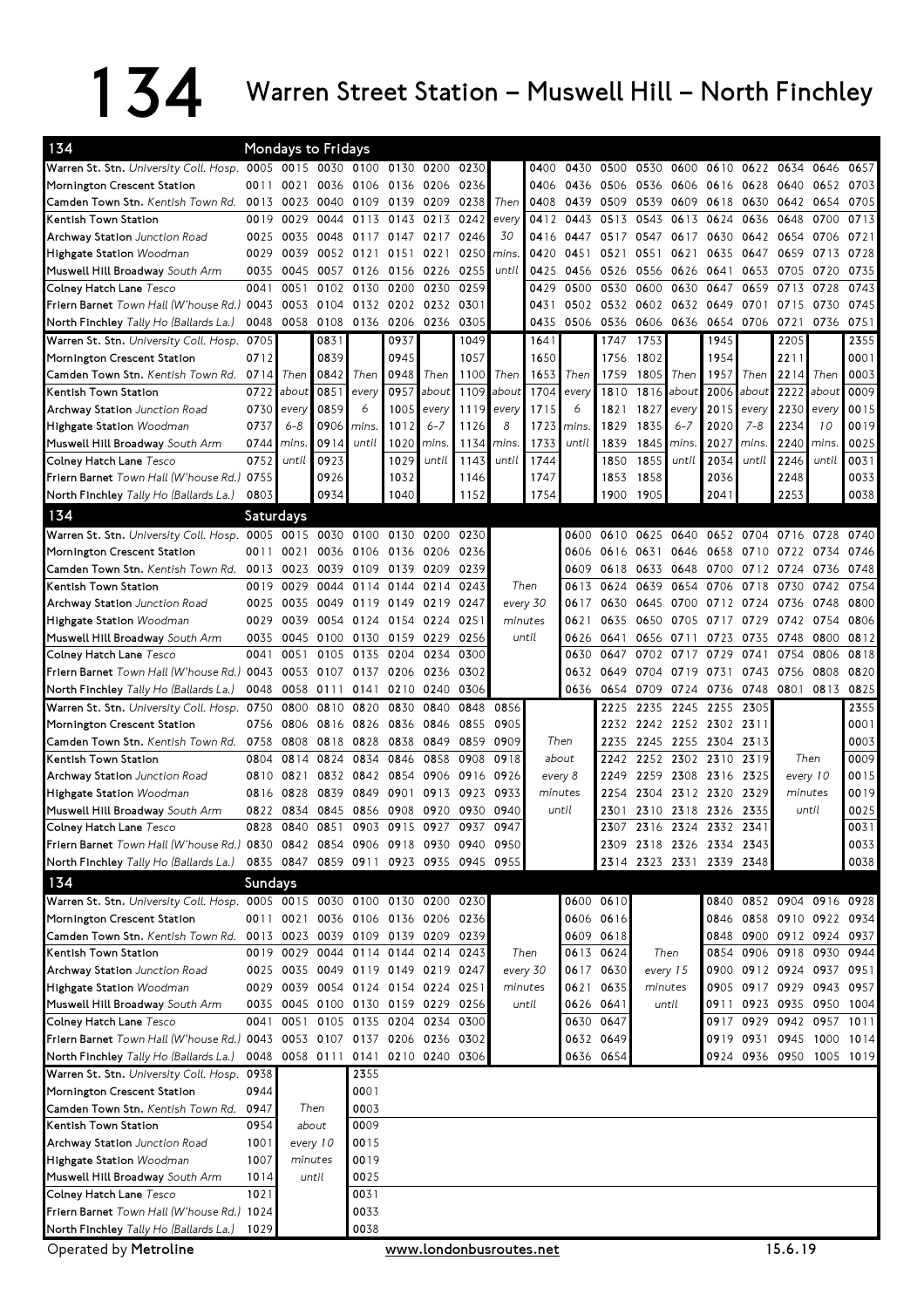# 134 Warren Street Station – Muswell Hill – North Finchley

## 134 Mondays to Fridays

| | | | | | | | | | | | | | | | | | | | |
|---|---|---|---|---|---|---|---|---|---|---|---|---|---|---|---|---|---|---|---|
| Warren St. Stn. University Coll. Hosp. | 0005 | 0015 | 0030 | 0100 | 0130 | 0200 | 0230 | | 0400 | 0430 | 0500 | 0530 | 0600 | 0610 | 0622 | 0634 | 0646 | 0657 |
| Mornington Crescent Station | 0011 | 0021 | 0036 | 0106 | 0136 | 0206 | 0236 | | 0406 | 0436 | 0506 | 0536 | 0606 | 0616 | 0628 | 0640 | 0652 | 0703 |
| Camden Town Stn. Kentish Town Rd. | 0013 | 0023 | 0040 | 0109 | 0139 | 0209 | 0238 | Then | 0408 | 0439 | 0509 | 0539 | 0609 | 0618 | 0630 | 0642 | 0654 | 0705 |
| Kentish Town Station | 0019 | 0029 | 0044 | 0113 | 0143 | 0213 | 0242 | every | 0412 | 0443 | 0513 | 0543 | 0613 | 0624 | 0636 | 0648 | 0700 | 0713 |
| Archway Station Junction Road | 0025 | 0035 | 0048 | 0117 | 0147 | 0217 | 0246 | 30 | 0416 | 0447 | 0517 | 0547 | 0617 | 0630 | 0642 | 0654 | 0706 | 0721 |
| Highgate Station Woodman | 0029 | 0039 | 0052 | 0121 | 0151 | 0221 | 0250 | mins. | 0420 | 0451 | 0521 | 0551 | 0621 | 0635 | 0647 | 0659 | 0713 | 0728 |
| Muswell Hill Broadway South Arm | 0035 | 0045 | 0057 | 0126 | 0156 | 0226 | 0255 | until | 0425 | 0456 | 0526 | 0556 | 0626 | 0641 | 0653 | 0705 | 0720 | 0735 |
| Colney Hatch Lane Tesco | 0041 | 0051 | 0102 | 0130 | 0200 | 0230 | 0259 | | 0429 | 0500 | 0530 | 0600 | 0630 | 0647 | 0659 | 0713 | 0728 | 0743 |
| Friern Barnet Town Hall (W'house Rd.) | 0043 | 0053 | 0104 | 0132 | 0202 | 0232 | 0301 | | 0431 | 0502 | 0532 | 0602 | 0632 | 0649 | 0701 | 0715 | 0730 | 0745 |
| North Finchley Tally Ho (Ballards La.) | 0048 | 0058 | 0108 | 0136 | 0206 | 0236 | 0305 | | 0435 | 0506 | 0536 | 0606 | 0636 | 0654 | 0706 | 0721 | 0736 | 0751 |

| | | | | | | | | | | | | | | | | | | |
|---|---|---|---|---|---|---|---|---|---|---|---|---|---|---|---|---|---|---|
| Warren St. Stn. University Coll. Hosp. | 0705 | | 0831 | | 0937 | | 1049 | | 1641 | | 1747 | 1753 | | 1945 | | 2205 | | 2355 |
| Mornington Crescent Station | 0712 | | 0839 | | 0945 | | 1057 | | 1650 | | 1756 | 1802 | | 1954 | | 2211 | | 0001 |
| Camden Town Stn. Kentish Town Rd. | 0714 | Then | 0842 | Then | 0948 | Then | 1100 | Then | 1653 | Then | 1759 | 1805 | Then | 1957 | Then | 2214 | Then | 0003 |
| Kentish Town Station | 0722 | about | 0851 | every | 0957 | about | 1109 | about | 1704 | every | 1810 | 1816 | about | 2006 | about | 2222 | about | 0009 |
| Archway Station Junction Road | 0730 | every | 0859 | 6 | 1005 | every | 1119 | every | 1715 | 6 | 1821 | 1827 | every | 2015 | every | 2230 | every | 0015 |
| Highgate Station Woodman | 0737 | 6-8 | 0906 | mins. | 1012 | 6-7 | 1126 | 8 | 1723 | mins. | 1829 | 1835 | 6-7 | 2020 | 7-8 | 2234 | 10 | 0019 |
| Muswell Hill Broadway South Arm | 0744 | mins. | 0914 | until | 1020 | mins. | 1134 | mins. | 1733 | until | 1839 | 1845 | mins. | 2027 | mins. | 2240 | mins. | 0025 |
| Colney Hatch Lane Tesco | 0752 | until | 0923 | | 1029 | until | 1143 | until | 1744 | | 1850 | 1855 | until | 2034 | until | 2246 | until | 0031 |
| Friern Barnet Town Hall (W'house Rd.) | 0755 | | 0926 | | 1032 | | 1146 | | 1747 | | 1853 | 1858 | | 2036 | | 2248 | | 0033 |
| North Finchley Tally Ho (Ballards La.) | 0803 | | 0934 | | 1040 | | 1152 | | 1754 | | 1900 | 1905 | | 2041 | | 2253 | | 0038 |

## 134 Saturdays

| | | | | | | | | | | | | | | | | | |
|---|---|---|---|---|---|---|---|---|---|---|---|---|---|---|---|---|---|
| Warren St. Stn. University Coll. Hosp. | 0005 | 0015 | 0030 | 0100 | 0130 | 0200 | 0230 | | 0600 | 0610 | 0625 | 0640 | 0652 | 0704 | 0716 | 0728 | 0740 |
| Mornington Crescent Station | 0011 | 0021 | 0036 | 0106 | 0136 | 0206 | 0236 | | 0606 | 0616 | 0631 | 0646 | 0658 | 0710 | 0722 | 0734 | 0746 |
| Camden Town Stn. Kentish Town Rd. | 0013 | 0023 | 0039 | 0109 | 0139 | 0209 | 0239 | | 0609 | 0618 | 0633 | 0648 | 0700 | 0712 | 0724 | 0736 | 0748 |
| Kentish Town Station | 0019 | 0029 | 0044 | 0114 | 0144 | 0214 | 0243 | Then | 0613 | 0624 | 0639 | 0654 | 0706 | 0718 | 0730 | 0742 | 0754 |
| Archway Station Junction Road | 0025 | 0035 | 0049 | 0119 | 0149 | 0219 | 0247 | every 30 | 0617 | 0630 | 0645 | 0700 | 0712 | 0724 | 0736 | 0748 | 0800 |
| Highgate Station Woodman | 0029 | 0039 | 0054 | 0124 | 0154 | 0224 | 0251 | minutes | 0621 | 0635 | 0650 | 0705 | 0717 | 0729 | 0742 | 0754 | 0806 |
| Muswell Hill Broadway South Arm | 0035 | 0045 | 0100 | 0130 | 0159 | 0229 | 0256 | until | 0626 | 0641 | 0656 | 0711 | 0723 | 0735 | 0748 | 0800 | 0812 |
| Colney Hatch Lane Tesco | 0041 | 0051 | 0105 | 0135 | 0204 | 0234 | 0300 | | 0630 | 0647 | 0702 | 0717 | 0729 | 0741 | 0754 | 0806 | 0818 |
| Friern Barnet Town Hall (W'house Rd.) | 0043 | 0053 | 0107 | 0137 | 0206 | 0236 | 0302 | | 0632 | 0649 | 0704 | 0719 | 0731 | 0743 | 0756 | 0808 | 0820 |
| North Finchley Tally Ho (Ballards La.) | 0048 | 0058 | 0111 | 0141 | 0210 | 0240 | 0306 | | 0636 | 0654 | 0709 | 0724 | 0736 | 0748 | 0801 | 0813 | 0825 |

| | | | | | | | | | | | | | | | | |
|---|---|---|---|---|---|---|---|---|---|---|---|---|---|---|---|---|
| Warren St. Stn. University Coll. Hosp. | 0750 | 0800 | 0810 | 0820 | 0830 | 0840 | 0848 | 0856 | | 2225 | 2235 | 2245 | 2255 | 2305 | | 2355 |
| Mornington Crescent Station | 0756 | 0806 | 0816 | 0826 | 0836 | 0846 | 0855 | 0905 | | 2232 | 2242 | 2252 | 2302 | 2311 | | 0001 |
| Camden Town Stn. Kentish Town Rd. | 0758 | 0808 | 0818 | 0828 | 0838 | 0849 | 0859 | 0909 | Then | 2235 | 2245 | 2255 | 2304 | 2313 | | 0003 |
| Kentish Town Station | 0804 | 0814 | 0824 | 0834 | 0846 | 0858 | 0908 | 0918 | about | 2242 | 2252 | 2302 | 2310 | 2319 | Then | 0009 |
| Archway Station Junction Road | 0810 | 0821 | 0832 | 0842 | 0854 | 0906 | 0916 | 0926 | every 8 | 2249 | 2259 | 2308 | 2316 | 2325 | every 10 | 0015 |
| Highgate Station Woodman | 0816 | 0828 | 0839 | 0849 | 0901 | 0913 | 0923 | 0933 | minutes | 2254 | 2304 | 2312 | 2320 | 2329 | minutes | 0019 |
| Muswell Hill Broadway South Arm | 0822 | 0834 | 0845 | 0856 | 0908 | 0920 | 0930 | 0940 | until | 2301 | 2310 | 2318 | 2326 | 2335 | until | 0025 |
| Colney Hatch Lane Tesco | 0828 | 0840 | 0851 | 0903 | 0915 | 0927 | 0937 | 0947 | | 2307 | 2316 | 2324 | 2332 | 2341 | | 0031 |
| Friern Barnet Town Hall (W'house Rd.) | 0830 | 0842 | 0854 | 0906 | 0918 | 0930 | 0940 | 0950 | | 2309 | 2318 | 2326 | 2334 | 2343 | | 0033 |
| North Finchley Tally Ho (Ballards La.) | 0835 | 0847 | 0859 | 0911 | 0923 | 0935 | 0945 | 0955 | | 2314 | 2323 | 2331 | 2339 | 2348 | | 0038 |

## 134 Sundays

| | | | | | | | | | | | | | | | | |
|---|---|---|---|---|---|---|---|---|---|---|---|---|---|---|---|---|
| Warren St. Stn. University Coll. Hosp. | 0005 | 0015 | 0030 | 0100 | 0130 | 0200 | 0230 | | 0600 | 0610 | | 0840 | 0852 | 0904 | 0916 | 0928 |
| Mornington Crescent Station | 0011 | 0021 | 0036 | 0106 | 0136 | 0206 | 0236 | | 0606 | 0616 | | 0846 | 0858 | 0910 | 0922 | 0934 |
| Camden Town Stn. Kentish Town Rd. | 0013 | 0023 | 0039 | 0109 | 0139 | 0209 | 0239 | | 0609 | 0618 | | 0848 | 0900 | 0912 | 0924 | 0937 |
| Kentish Town Station | 0019 | 0029 | 0044 | 0114 | 0144 | 0214 | 0243 | Then | 0613 | 0624 | Then | 0854 | 0906 | 0918 | 0930 | 0944 |
| Archway Station Junction Road | 0025 | 0035 | 0049 | 0119 | 0149 | 0219 | 0247 | every 30 | 0617 | 0630 | every 15 | 0900 | 0912 | 0924 | 0937 | 0951 |
| Highgate Station Woodman | 0029 | 0039 | 0054 | 0124 | 0154 | 0224 | 0251 | minutes | 0621 | 0635 | minutes | 0905 | 0917 | 0929 | 0943 | 0957 |
| Muswell Hill Broadway South Arm | 0035 | 0045 | 0100 | 0130 | 0159 | 0229 | 0256 | until | 0626 | 0641 | until | 0911 | 0923 | 0935 | 0950 | 1004 |
| Colney Hatch Lane Tesco | 0041 | 0051 | 0105 | 0135 | 0204 | 0234 | 0300 | | 0630 | 0647 | | 0917 | 0929 | 0942 | 0957 | 1011 |
| Friern Barnet Town Hall (W'house Rd.) | 0043 | 0053 | 0107 | 0137 | 0206 | 0236 | 0302 | | 0632 | 0649 | | 0919 | 0931 | 0945 | 1000 | 1014 |
| North Finchley Tally Ho (Ballards La.) | 0048 | 0058 | 0111 | 0141 | 0210 | 0240 | 0306 | | 0636 | 0654 | | 0924 | 0936 | 0950 | 1005 | 1019 |

| | | | |
|---|---|---|---|
| Warren St. Stn. University Coll. Hosp. | 0938 | | 2355 |
| Mornington Crescent Station | 0944 | | 0001 |
| Camden Town Stn. Kentish Town Rd. | 0947 | Then | 0003 |
| Kentish Town Station | 0954 | about | 0009 |
| Archway Station Junction Road | 1001 | every 10 | 0015 |
| Highgate Station Woodman | 1007 | minutes | 0019 |
| Muswell Hill Broadway South Arm | 1014 | until | 0025 |
| Colney Hatch Lane Tesco | 1021 | | 0031 |
| Friern Barnet Town Hall (W'house Rd.) | 1024 | | 0033 |
| North Finchley Tally Ho (Ballards La.) | 1029 | | 0038 |

Operated by **Metroline** www.londonbusroutes.net 15.6.19